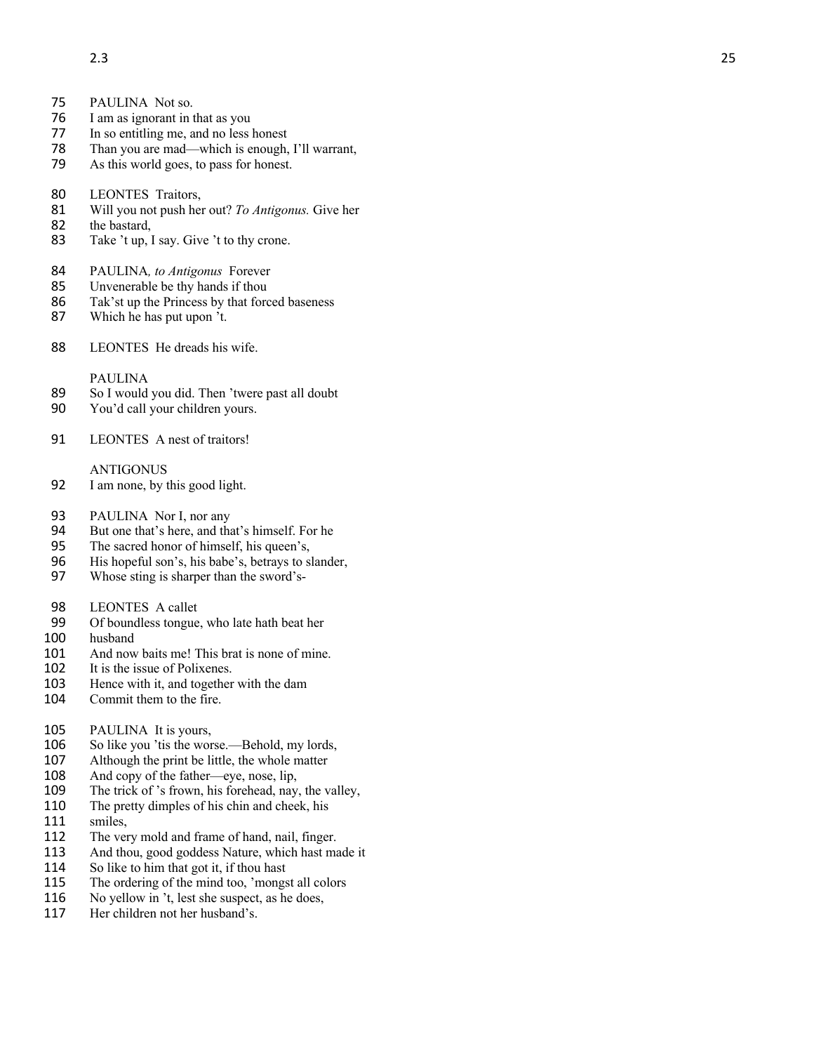PAULINA Not so.
I am as ignorant in that as you
In so entitling me, and no less honest
Than you are mad—which is enough, I'll warrant,
As this world goes, to pass for honest.

LEONTES Traitors,
Will you not push her out? *To Antigonus.* Give her
the bastard,
Take 't up, I say. Give 't to thy crone.

PAULINA*, to Antigonus* Forever
Unvenerable be thy hands if thou
Tak'st up the Princess by that forced baseness
Which he has put upon 't.

LEONTES He dreads his wife.

PAULINA
So I would you did. Then 'twere past all doubt
You'd call your children yours.

LEONTES A nest of traitors!

ANTIGONUS
I am none, by this good light.

PAULINA Nor I, nor any
But one that's here, and that's himself. For he
The sacred honor of himself, his queen's,
His hopeful son's, his babe's, betrays to slander,
Whose sting is sharper than the sword's-

LEONTES A callet
Of boundless tongue, who late hath beat her
husband
And now baits me! This brat is none of mine.
It is the issue of Polixenes.
Hence with it, and together with the dam
Commit them to the fire.

PAULINA It is yours,
So like you 'tis the worse.—Behold, my lords,
Although the print be little, the whole matter
And copy of the father—eye, nose, lip,
The trick of 's frown, his forehead, nay, the valley,
The pretty dimples of his chin and cheek, his
smiles,
The very mold and frame of hand, nail, finger.
And thou, good goddess Nature, which hast made it
So like to him that got it, if thou hast
The ordering of the mind too, 'mongst all colors
No yellow in 't, lest she suspect, as he does,
Her children not her husband's.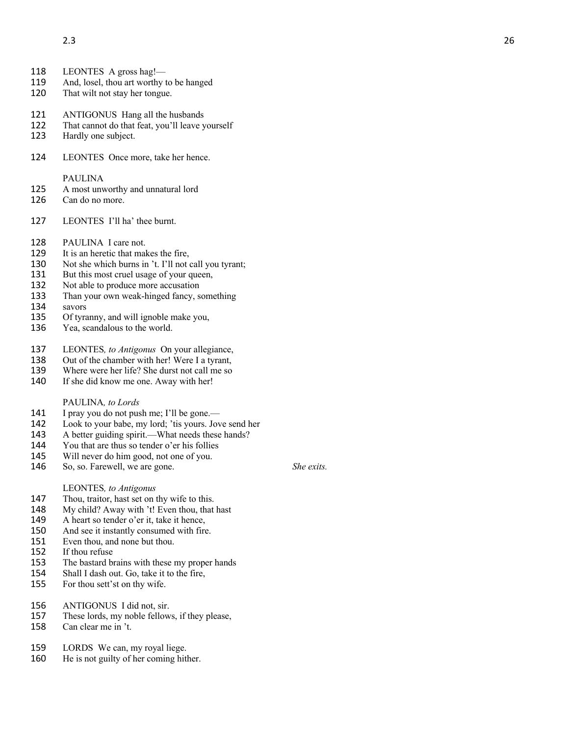118 LEONTES A gross hag!—
119 And, losel, thou art worthy to be hanged
120 That wilt not stay her tongue.

121 ANTIGONUS Hang all the husbands
122 That cannot do that feat, you'll leave yourself
123 Hardly one subject.

124 LEONTES Once more, take her hence.

PAULINA
125 A most unworthy and unnatural lord
126 Can do no more.

127 LEONTES I'll ha' thee burnt.

128 PAULINA I care not.
129 It is an heretic that makes the fire,
130 Not she which burns in 't. I'll not call you tyrant;
131 But this most cruel usage of your queen,
132 Not able to produce more accusation
133 Than your own weak-hinged fancy, something
134 savors
135 Of tyranny, and will ignoble make you,
136 Yea, scandalous to the world.

137 LEONTES*, to Antigonus* On your allegiance,
138 Out of the chamber with her! Were I a tyrant,
139 Where were her life? She durst not call me so
140 If she did know me one. Away with her!

PAULINA*, to Lords*
141 I pray you do not push me; I'll be gone.—
142 Look to your babe, my lord; 'tis yours. Jove send her
143 A better guiding spirit.—What needs these hands?
144 You that are thus so tender o'er his follies
145 Will never do him good, not one of you.
146 So, so. Farewell, we are gone. *She exits.*

LEONTES*, to Antigonus*
147 Thou, traitor, hast set on thy wife to this.
148 My child? Away with 't! Even thou, that hast
149 A heart so tender o'er it, take it hence,
150 And see it instantly consumed with fire.
151 Even thou, and none but thou.
152 If thou refuse
153 The bastard brains with these my proper hands
154 Shall I dash out. Go, take it to the fire,
155 For thou sett'st on thy wife.

156 ANTIGONUS I did not, sir.
157 These lords, my noble fellows, if they please,
158 Can clear me in 't.

159 LORDS We can, my royal liege.
160 He is not guilty of her coming hither.